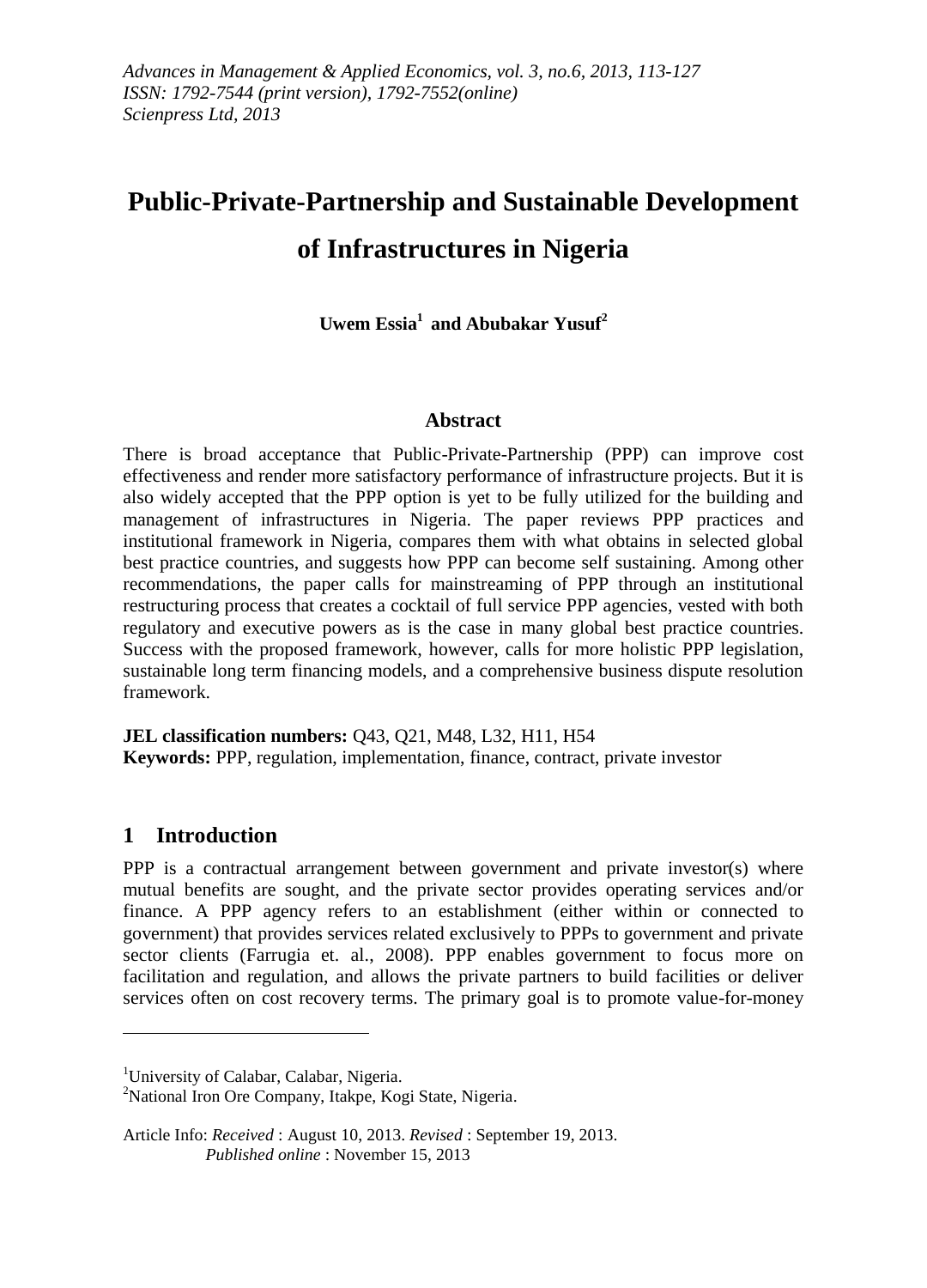# Public-Private-Partnership and Sustainable Development of Infrastructures in Nigeria

**Uwem Essia[1] and Abubakar Yusuf[2]**

## Abstract

There is broad acceptance that Public-Private-Partnership (PPP) can improve cost effectiveness and render more satisfactory performance of infrastructure projects. But it is also widely accepted that the PPP option is yet to be fully utilized for the building and management of infrastructures in Nigeria. The paper reviews PPP practices and institutional framework in Nigeria, compares them with what obtains in selected global best practice countries, and suggests how PPP can become self sustaining. Among other recommendations, the paper calls for mainstreaming of PPP through an institutional restructuring process that creates a cocktail of full service PPP agencies, vested with both regulatory and executive powers as is the case in many global best practice countries. Success with the proposed framework, however, calls for more holistic PPP legislation, sustainable long term financing models, and a comprehensive business dispute resolution framework.

**JEL classification numbers:** Q43, Q21, M48, L32, H11, H54
**Keywords:** PPP, regulation, implementation, finance, contract, private investor

## 1 Introduction

PPP is a contractual arrangement between government and private investor(s) where mutual benefits are sought, and the private sector provides operating services and/or finance. A PPP agency refers to an establishment (either within or connected to government) that provides services related exclusively to PPPs to government and private sector clients (Farrugia et. al., 2008). PPP enables government to focus more on facilitation and regulation, and allows the private partners to build facilities or deliver services often on cost recovery terms. The primary goal is to promote value-for-money

---

[1]University of Calabar, Calabar, Nigeria.
[2]National Iron Ore Company, Itakpe, Kogi State, Nigeria.

Article Info: *Received* : August 10, 2013. *Revised* : September 19, 2013.
*Published online* : November 15, 2013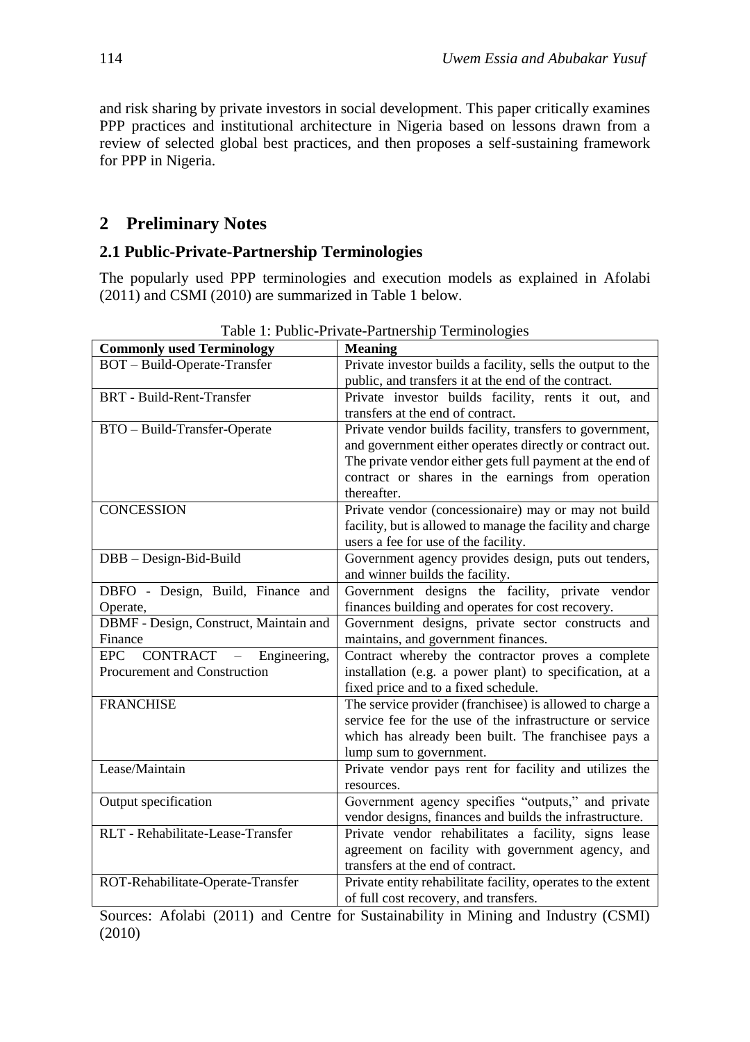and risk sharing by private investors in social development. This paper critically examines PPP practices and institutional architecture in Nigeria based on lessons drawn from a review of selected global best practices, and then proposes a self-sustaining framework for PPP in Nigeria.

## 2 Preliminary Notes

### 2.1 Public-Private-Partnership Terminologies

The popularly used PPP terminologies and execution models as explained in Afolabi (2011) and CSMI (2010) are summarized in Table 1 below.

Table 1: Public-Private-Partnership Terminologies

| Commonly used Terminology | Meaning |
|---|---|
| BOT – Build-Operate-Transfer | Private investor builds a facility, sells the output to the public, and transfers it at the end of the contract. |
| BRT - Build-Rent-Transfer | Private investor builds facility, rents it out, and transfers at the end of contract. |
| BTO – Build-Transfer-Operate | Private vendor builds facility, transfers to government, and government either operates directly or contract out. The private vendor either gets full payment at the end of contract or shares in the earnings from operation thereafter. |
| CONCESSION | Private vendor (concessionaire) may or may not build facility, but is allowed to manage the facility and charge users a fee for use of the facility. |
| DBB – Design-Bid-Build | Government agency provides design, puts out tenders, and winner builds the facility. |
| DBFO - Design, Build, Finance and Operate, | Government designs the facility, private vendor finances building and operates for cost recovery. |
| DBMF - Design, Construct, Maintain and Finance | Government designs, private sector constructs and maintains, and government finances. |
| EPC CONTRACT – Engineering, Procurement and Construction | Contract whereby the contractor proves a complete installation (e.g. a power plant) to specification, at a fixed price and to a fixed schedule. |
| FRANCHISE | The service provider (franchisee) is allowed to charge a service fee for the use of the infrastructure or service which has already been built. The franchisee pays a lump sum to government. |
| Lease/Maintain | Private vendor pays rent for facility and utilizes the resources. |
| Output specification | Government agency specifies "outputs," and private vendor designs, finances and builds the infrastructure. |
| RLT - Rehabilitate-Lease-Transfer | Private vendor rehabilitates a facility, signs lease agreement on facility with government agency, and transfers at the end of contract. |
| ROT-Rehabilitate-Operate-Transfer | Private entity rehabilitate facility, operates to the extent of full cost recovery, and transfers. |

Sources: Afolabi (2011) and Centre for Sustainability in Mining and Industry (CSMI) (2010)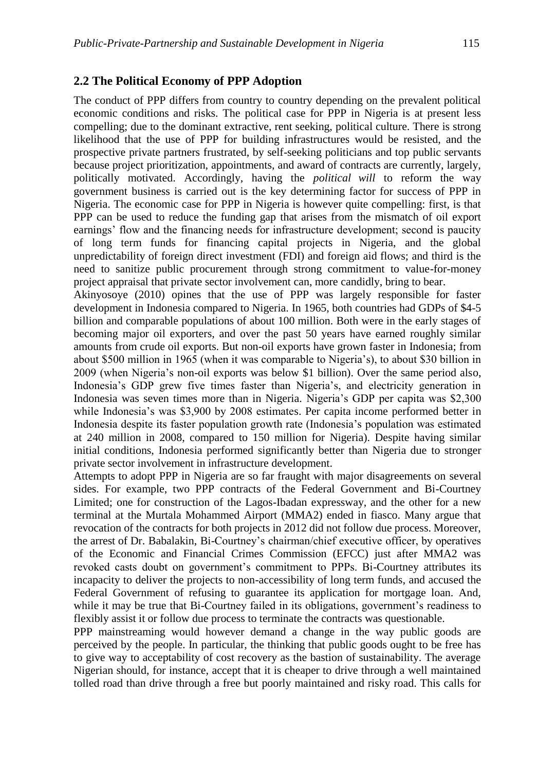## 2.2 The Political Economy of PPP Adoption

The conduct of PPP differs from country to country depending on the prevalent political economic conditions and risks. The political case for PPP in Nigeria is at present less compelling; due to the dominant extractive, rent seeking, political culture. There is strong likelihood that the use of PPP for building infrastructures would be resisted, and the prospective private partners frustrated, by self-seeking politicians and top public servants because project prioritization, appointments, and award of contracts are currently, largely, politically motivated. Accordingly, having the *political will* to reform the way government business is carried out is the key determining factor for success of PPP in Nigeria. The economic case for PPP in Nigeria is however quite compelling: first, is that PPP can be used to reduce the funding gap that arises from the mismatch of oil export earnings' flow and the financing needs for infrastructure development; second is paucity of long term funds for financing capital projects in Nigeria, and the global unpredictability of foreign direct investment (FDI) and foreign aid flows; and third is the need to sanitize public procurement through strong commitment to value-for-money project appraisal that private sector involvement can, more candidly, bring to bear.

Akinyosoye (2010) opines that the use of PPP was largely responsible for faster development in Indonesia compared to Nigeria. In 1965, both countries had GDPs of $4-5 billion and comparable populations of about 100 million. Both were in the early stages of becoming major oil exporters, and over the past 50 years have earned roughly similar amounts from crude oil exports. But non-oil exports have grown faster in Indonesia; from about $500 million in 1965 (when it was comparable to Nigeria's), to about $30 billion in 2009 (when Nigeria's non-oil exports was below $1 billion). Over the same period also, Indonesia's GDP grew five times faster than Nigeria's, and electricity generation in Indonesia was seven times more than in Nigeria. Nigeria's GDP per capita was $2,300 while Indonesia's was $3,900 by 2008 estimates. Per capita income performed better in Indonesia despite its faster population growth rate (Indonesia's population was estimated at 240 million in 2008, compared to 150 million for Nigeria). Despite having similar initial conditions, Indonesia performed significantly better than Nigeria due to stronger private sector involvement in infrastructure development.

Attempts to adopt PPP in Nigeria are so far fraught with major disagreements on several sides. For example, two PPP contracts of the Federal Government and Bi-Courtney Limited; one for construction of the Lagos-Ibadan expressway, and the other for a new terminal at the Murtala Mohammed Airport (MMA2) ended in fiasco. Many argue that revocation of the contracts for both projects in 2012 did not follow due process. Moreover, the arrest of Dr. Babalakin, Bi-Courtney's chairman/chief executive officer, by operatives of the Economic and Financial Crimes Commission (EFCC) just after MMA2 was revoked casts doubt on government's commitment to PPPs. Bi-Courtney attributes its incapacity to deliver the projects to non-accessibility of long term funds, and accused the Federal Government of refusing to guarantee its application for mortgage loan. And, while it may be true that Bi-Courtney failed in its obligations, government's readiness to flexibly assist it or follow due process to terminate the contracts was questionable.

PPP mainstreaming would however demand a change in the way public goods are perceived by the people. In particular, the thinking that public goods ought to be free has to give way to acceptability of cost recovery as the bastion of sustainability. The average Nigerian should, for instance, accept that it is cheaper to drive through a well maintained tolled road than drive through a free but poorly maintained and risky road. This calls for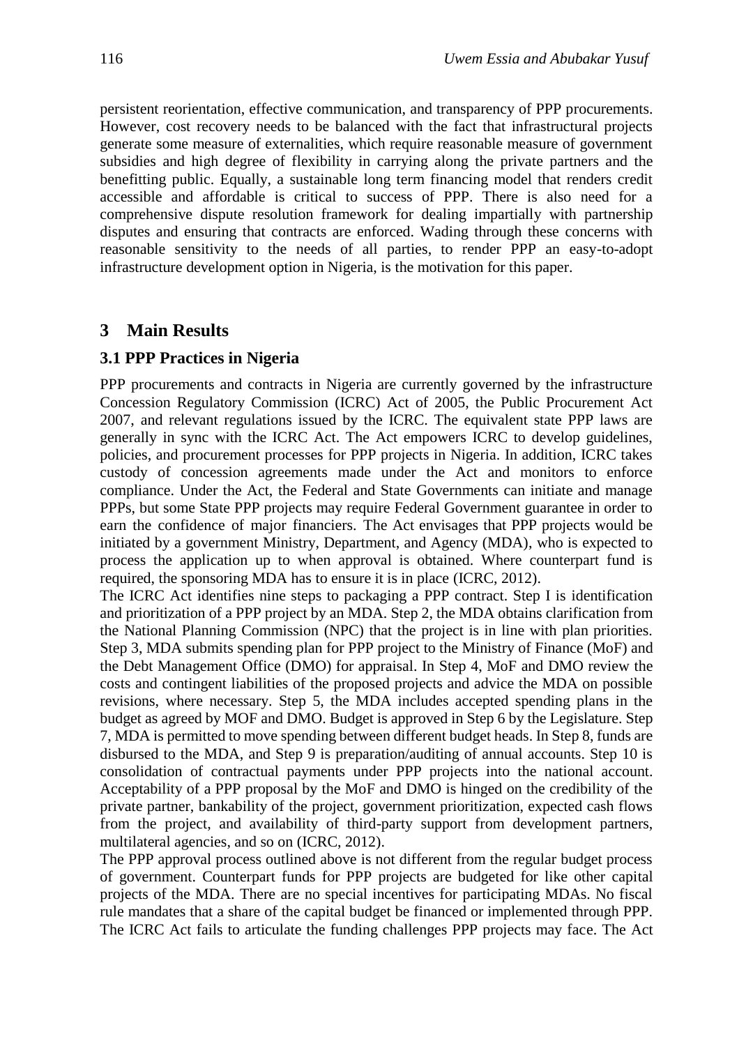persistent reorientation, effective communication, and transparency of PPP procurements. However, cost recovery needs to be balanced with the fact that infrastructural projects generate some measure of externalities, which require reasonable measure of government subsidies and high degree of flexibility in carrying along the private partners and the benefitting public. Equally, a sustainable long term financing model that renders credit accessible and affordable is critical to success of PPP. There is also need for a comprehensive dispute resolution framework for dealing impartially with partnership disputes and ensuring that contracts are enforced. Wading through these concerns with reasonable sensitivity to the needs of all parties, to render PPP an easy-to-adopt infrastructure development option in Nigeria, is the motivation for this paper.

## 3 Main Results

### 3.1 PPP Practices in Nigeria

PPP procurements and contracts in Nigeria are currently governed by the infrastructure Concession Regulatory Commission (ICRC) Act of 2005, the Public Procurement Act 2007, and relevant regulations issued by the ICRC. The equivalent state PPP laws are generally in sync with the ICRC Act. The Act empowers ICRC to develop guidelines, policies, and procurement processes for PPP projects in Nigeria. In addition, ICRC takes custody of concession agreements made under the Act and monitors to enforce compliance. Under the Act, the Federal and State Governments can initiate and manage PPPs, but some State PPP projects may require Federal Government guarantee in order to earn the confidence of major financiers. The Act envisages that PPP projects would be initiated by a government Ministry, Department, and Agency (MDA), who is expected to process the application up to when approval is obtained. Where counterpart fund is required, the sponsoring MDA has to ensure it is in place (ICRC, 2012).

The ICRC Act identifies nine steps to packaging a PPP contract. Step I is identification and prioritization of a PPP project by an MDA. Step 2, the MDA obtains clarification from the National Planning Commission (NPC) that the project is in line with plan priorities. Step 3, MDA submits spending plan for PPP project to the Ministry of Finance (MoF) and the Debt Management Office (DMO) for appraisal. In Step 4, MoF and DMO review the costs and contingent liabilities of the proposed projects and advice the MDA on possible revisions, where necessary. Step 5, the MDA includes accepted spending plans in the budget as agreed by MOF and DMO. Budget is approved in Step 6 by the Legislature. Step 7, MDA is permitted to move spending between different budget heads. In Step 8, funds are disbursed to the MDA, and Step 9 is preparation/auditing of annual accounts. Step 10 is consolidation of contractual payments under PPP projects into the national account. Acceptability of a PPP proposal by the MoF and DMO is hinged on the credibility of the private partner, bankability of the project, government prioritization, expected cash flows from the project, and availability of third-party support from development partners, multilateral agencies, and so on (ICRC, 2012).

The PPP approval process outlined above is not different from the regular budget process of government. Counterpart funds for PPP projects are budgeted for like other capital projects of the MDA. There are no special incentives for participating MDAs. No fiscal rule mandates that a share of the capital budget be financed or implemented through PPP. The ICRC Act fails to articulate the funding challenges PPP projects may face. The Act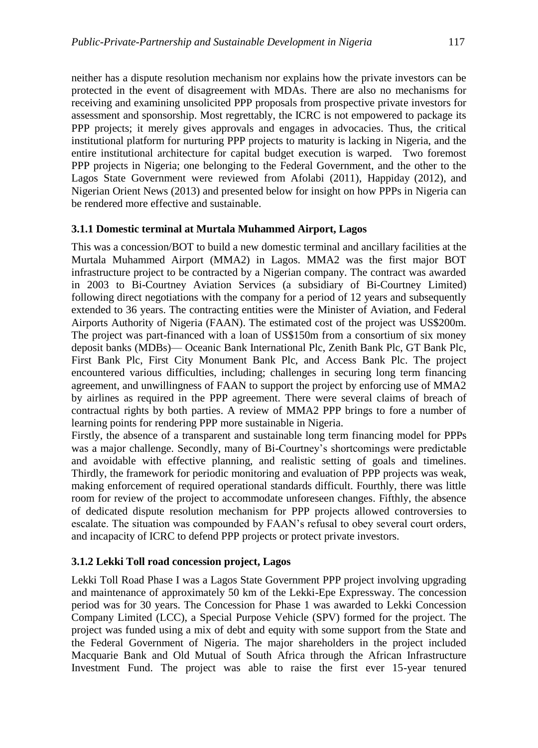neither has a dispute resolution mechanism nor explains how the private investors can be protected in the event of disagreement with MDAs. There are also no mechanisms for receiving and examining unsolicited PPP proposals from prospective private investors for assessment and sponsorship. Most regrettably, the ICRC is not empowered to package its PPP projects; it merely gives approvals and engages in advocacies. Thus, the critical institutional platform for nurturing PPP projects to maturity is lacking in Nigeria, and the entire institutional architecture for capital budget execution is warped. Two foremost PPP projects in Nigeria; one belonging to the Federal Government, and the other to the Lagos State Government were reviewed from Afolabi (2011), Happiday (2012), and Nigerian Orient News (2013) and presented below for insight on how PPPs in Nigeria can be rendered more effective and sustainable.

### 3.1.1 Domestic terminal at Murtala Muhammed Airport, Lagos

This was a concession/BOT to build a new domestic terminal and ancillary facilities at the Murtala Muhammed Airport (MMA2) in Lagos. MMA2 was the first major BOT infrastructure project to be contracted by a Nigerian company. The contract was awarded in 2003 to Bi-Courtney Aviation Services (a subsidiary of Bi-Courtney Limited) following direct negotiations with the company for a period of 12 years and subsequently extended to 36 years. The contracting entities were the Minister of Aviation, and Federal Airports Authority of Nigeria (FAAN). The estimated cost of the project was US$200m. The project was part-financed with a loan of US$150m from a consortium of six money deposit banks (MDBs)— Oceanic Bank International Plc, Zenith Bank Plc, GT Bank Plc, First Bank Plc, First City Monument Bank Plc, and Access Bank Plc. The project encountered various difficulties, including; challenges in securing long term financing agreement, and unwillingness of FAAN to support the project by enforcing use of MMA2 by airlines as required in the PPP agreement. There were several claims of breach of contractual rights by both parties. A review of MMA2 PPP brings to fore a number of learning points for rendering PPP more sustainable in Nigeria.

Firstly, the absence of a transparent and sustainable long term financing model for PPPs was a major challenge. Secondly, many of Bi-Courtney's shortcomings were predictable and avoidable with effective planning, and realistic setting of goals and timelines. Thirdly, the framework for periodic monitoring and evaluation of PPP projects was weak, making enforcement of required operational standards difficult. Fourthly, there was little room for review of the project to accommodate unforeseen changes. Fifthly, the absence of dedicated dispute resolution mechanism for PPP projects allowed controversies to escalate. The situation was compounded by FAAN's refusal to obey several court orders, and incapacity of ICRC to defend PPP projects or protect private investors.

### 3.1.2 Lekki Toll road concession project, Lagos

Lekki Toll Road Phase I was a Lagos State Government PPP project involving upgrading and maintenance of approximately 50 km of the Lekki-Epe Expressway. The concession period was for 30 years. The Concession for Phase 1 was awarded to Lekki Concession Company Limited (LCC), a Special Purpose Vehicle (SPV) formed for the project. The project was funded using a mix of debt and equity with some support from the State and the Federal Government of Nigeria. The major shareholders in the project included Macquarie Bank and Old Mutual of South Africa through the African Infrastructure Investment Fund. The project was able to raise the first ever 15-year tenured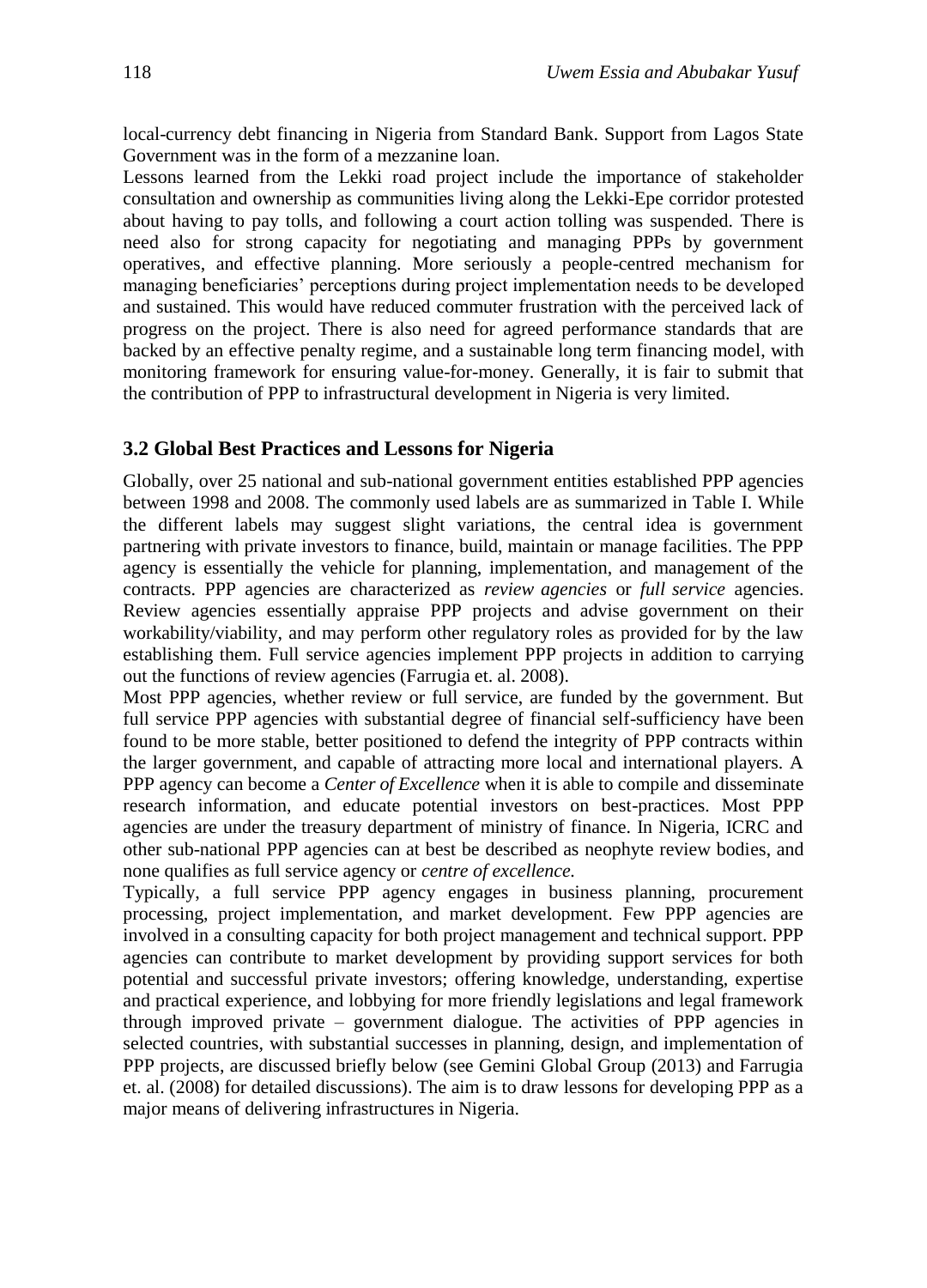local-currency debt financing in Nigeria from Standard Bank. Support from Lagos State Government was in the form of a mezzanine loan.

Lessons learned from the Lekki road project include the importance of stakeholder consultation and ownership as communities living along the Lekki-Epe corridor protested about having to pay tolls, and following a court action tolling was suspended. There is need also for strong capacity for negotiating and managing PPPs by government operatives, and effective planning. More seriously a people-centred mechanism for managing beneficiaries' perceptions during project implementation needs to be developed and sustained. This would have reduced commuter frustration with the perceived lack of progress on the project. There is also need for agreed performance standards that are backed by an effective penalty regime, and a sustainable long term financing model, with monitoring framework for ensuring value-for-money. Generally, it is fair to submit that the contribution of PPP to infrastructural development in Nigeria is very limited.

### 3.2 Global Best Practices and Lessons for Nigeria

Globally, over 25 national and sub-national government entities established PPP agencies between 1998 and 2008. The commonly used labels are as summarized in Table I. While the different labels may suggest slight variations, the central idea is government partnering with private investors to finance, build, maintain or manage facilities. The PPP agency is essentially the vehicle for planning, implementation, and management of the contracts. PPP agencies are characterized as *review agencies* or *full service* agencies. Review agencies essentially appraise PPP projects and advise government on their workability/viability, and may perform other regulatory roles as provided for by the law establishing them. Full service agencies implement PPP projects in addition to carrying out the functions of review agencies (Farrugia et. al. 2008).

Most PPP agencies, whether review or full service, are funded by the government. But full service PPP agencies with substantial degree of financial self-sufficiency have been found to be more stable, better positioned to defend the integrity of PPP contracts within the larger government, and capable of attracting more local and international players. A PPP agency can become a *Center of Excellence* when it is able to compile and disseminate research information, and educate potential investors on best-practices. Most PPP agencies are under the treasury department of ministry of finance. In Nigeria, ICRC and other sub-national PPP agencies can at best be described as neophyte review bodies, and none qualifies as full service agency or *centre of excellence.*

Typically, a full service PPP agency engages in business planning, procurement processing, project implementation, and market development. Few PPP agencies are involved in a consulting capacity for both project management and technical support. PPP agencies can contribute to market development by providing support services for both potential and successful private investors; offering knowledge, understanding, expertise and practical experience, and lobbying for more friendly legislations and legal framework through improved private – government dialogue. The activities of PPP agencies in selected countries, with substantial successes in planning, design, and implementation of PPP projects, are discussed briefly below (see Gemini Global Group (2013) and Farrugia et. al. (2008) for detailed discussions). The aim is to draw lessons for developing PPP as a major means of delivering infrastructures in Nigeria.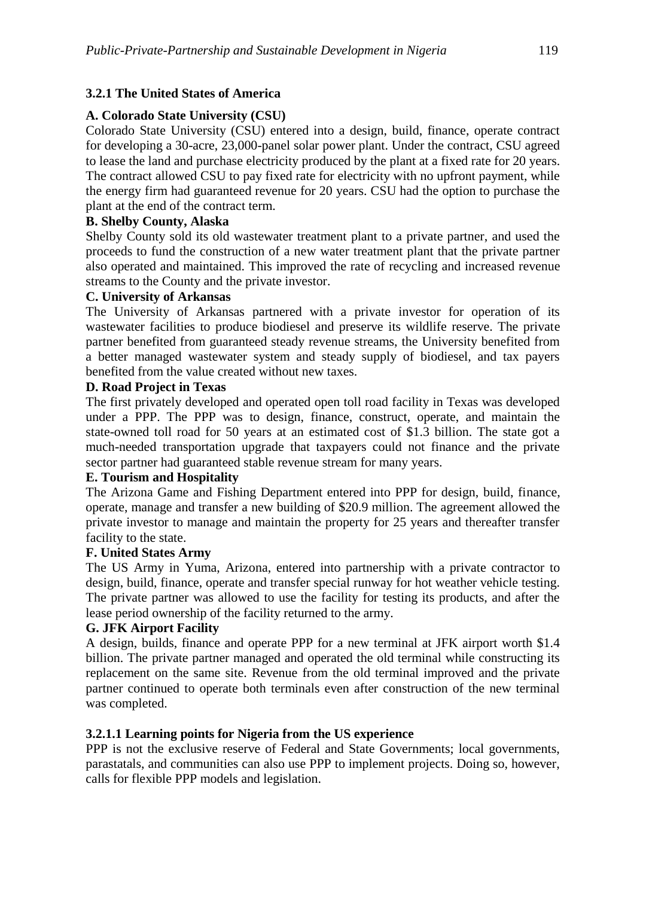### 3.2.1 The United States of America

#### A. Colorado State University (CSU)

Colorado State University (CSU) entered into a design, build, finance, operate contract for developing a 30-acre, 23,000-panel solar power plant. Under the contract, CSU agreed to lease the land and purchase electricity produced by the plant at a fixed rate for 20 years. The contract allowed CSU to pay fixed rate for electricity with no upfront payment, while the energy firm had guaranteed revenue for 20 years. CSU had the option to purchase the plant at the end of the contract term.

#### B. Shelby County, Alaska

Shelby County sold its old wastewater treatment plant to a private partner, and used the proceeds to fund the construction of a new water treatment plant that the private partner also operated and maintained. This improved the rate of recycling and increased revenue streams to the County and the private investor.

#### C. University of Arkansas

The University of Arkansas partnered with a private investor for operation of its wastewater facilities to produce biodiesel and preserve its wildlife reserve. The private partner benefited from guaranteed steady revenue streams, the University benefited from a better managed wastewater system and steady supply of biodiesel, and tax payers benefited from the value created without new taxes.

#### D. Road Project in Texas

The first privately developed and operated open toll road facility in Texas was developed under a PPP. The PPP was to design, finance, construct, operate, and maintain the state-owned toll road for 50 years at an estimated cost of $1.3 billion. The state got a much-needed transportation upgrade that taxpayers could not finance and the private sector partner had guaranteed stable revenue stream for many years.

#### E. Tourism and Hospitality

The Arizona Game and Fishing Department entered into PPP for design, build, finance, operate, manage and transfer a new building of $20.9 million. The agreement allowed the private investor to manage and maintain the property for 25 years and thereafter transfer facility to the state.

#### F. United States Army

The US Army in Yuma, Arizona, entered into partnership with a private contractor to design, build, finance, operate and transfer special runway for hot weather vehicle testing. The private partner was allowed to use the facility for testing its products, and after the lease period ownership of the facility returned to the army.

#### G. JFK Airport Facility

A design, builds, finance and operate PPP for a new terminal at JFK airport worth $1.4 billion. The private partner managed and operated the old terminal while constructing its replacement on the same site. Revenue from the old terminal improved and the private partner continued to operate both terminals even after construction of the new terminal was completed.

#### 3.2.1.1 Learning points for Nigeria from the US experience

PPP is not the exclusive reserve of Federal and State Governments; local governments, parastatals, and communities can also use PPP to implement projects. Doing so, however, calls for flexible PPP models and legislation.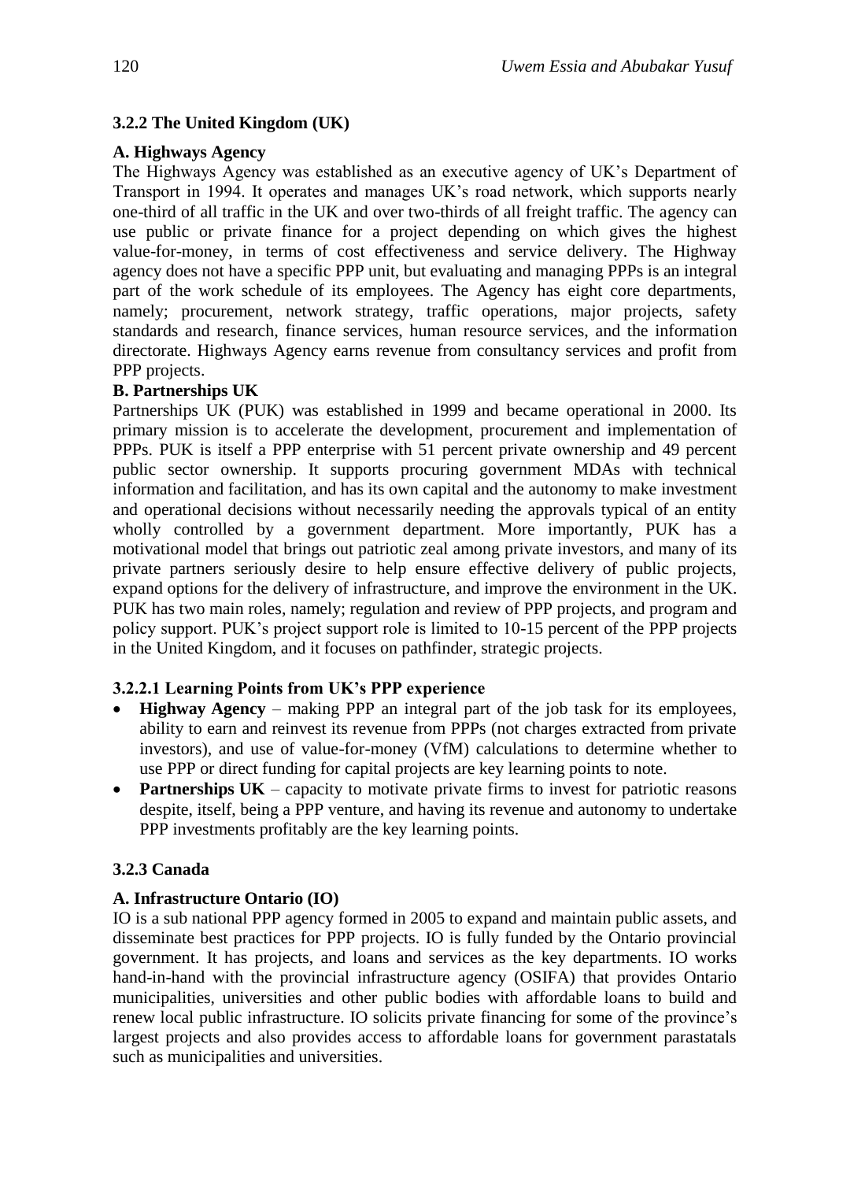### 3.2.2 The United Kingdom (UK)

**A. Highways Agency**

The Highways Agency was established as an executive agency of UK's Department of Transport in 1994. It operates and manages UK's road network, which supports nearly one-third of all traffic in the UK and over two-thirds of all freight traffic. The agency can use public or private finance for a project depending on which gives the highest value-for-money, in terms of cost effectiveness and service delivery. The Highway agency does not have a specific PPP unit, but evaluating and managing PPPs is an integral part of the work schedule of its employees. The Agency has eight core departments, namely; procurement, network strategy, traffic operations, major projects, safety standards and research, finance services, human resource services, and the information directorate. Highways Agency earns revenue from consultancy services and profit from PPP projects.

**B. Partnerships UK**

Partnerships UK (PUK) was established in 1999 and became operational in 2000. Its primary mission is to accelerate the development, procurement and implementation of PPPs. PUK is itself a PPP enterprise with 51 percent private ownership and 49 percent public sector ownership. It supports procuring government MDAs with technical information and facilitation, and has its own capital and the autonomy to make investment and operational decisions without necessarily needing the approvals typical of an entity wholly controlled by a government department. More importantly, PUK has a motivational model that brings out patriotic zeal among private investors, and many of its private partners seriously desire to help ensure effective delivery of public projects, expand options for the delivery of infrastructure, and improve the environment in the UK. PUK has two main roles, namely; regulation and review of PPP projects, and program and policy support. PUK's project support role is limited to 10-15 percent of the PPP projects in the United Kingdom, and it focuses on pathfinder, strategic projects.

#### 3.2.2.1 Learning Points from UK's PPP experience

- **Highway Agency** – making PPP an integral part of the job task for its employees, ability to earn and reinvest its revenue from PPPs (not charges extracted from private investors), and use of value-for-money (VfM) calculations to determine whether to use PPP or direct funding for capital projects are key learning points to note.
- **Partnerships UK** – capacity to motivate private firms to invest for patriotic reasons despite, itself, being a PPP venture, and having its revenue and autonomy to undertake PPP investments profitably are the key learning points.

### 3.2.3 Canada

**A. Infrastructure Ontario (IO)**

IO is a sub national PPP agency formed in 2005 to expand and maintain public assets, and disseminate best practices for PPP projects. IO is fully funded by the Ontario provincial government. It has projects, and loans and services as the key departments. IO works hand-in-hand with the provincial infrastructure agency (OSIFA) that provides Ontario municipalities, universities and other public bodies with affordable loans to build and renew local public infrastructure. IO solicits private financing for some of the province's largest projects and also provides access to affordable loans for government parastatals such as municipalities and universities.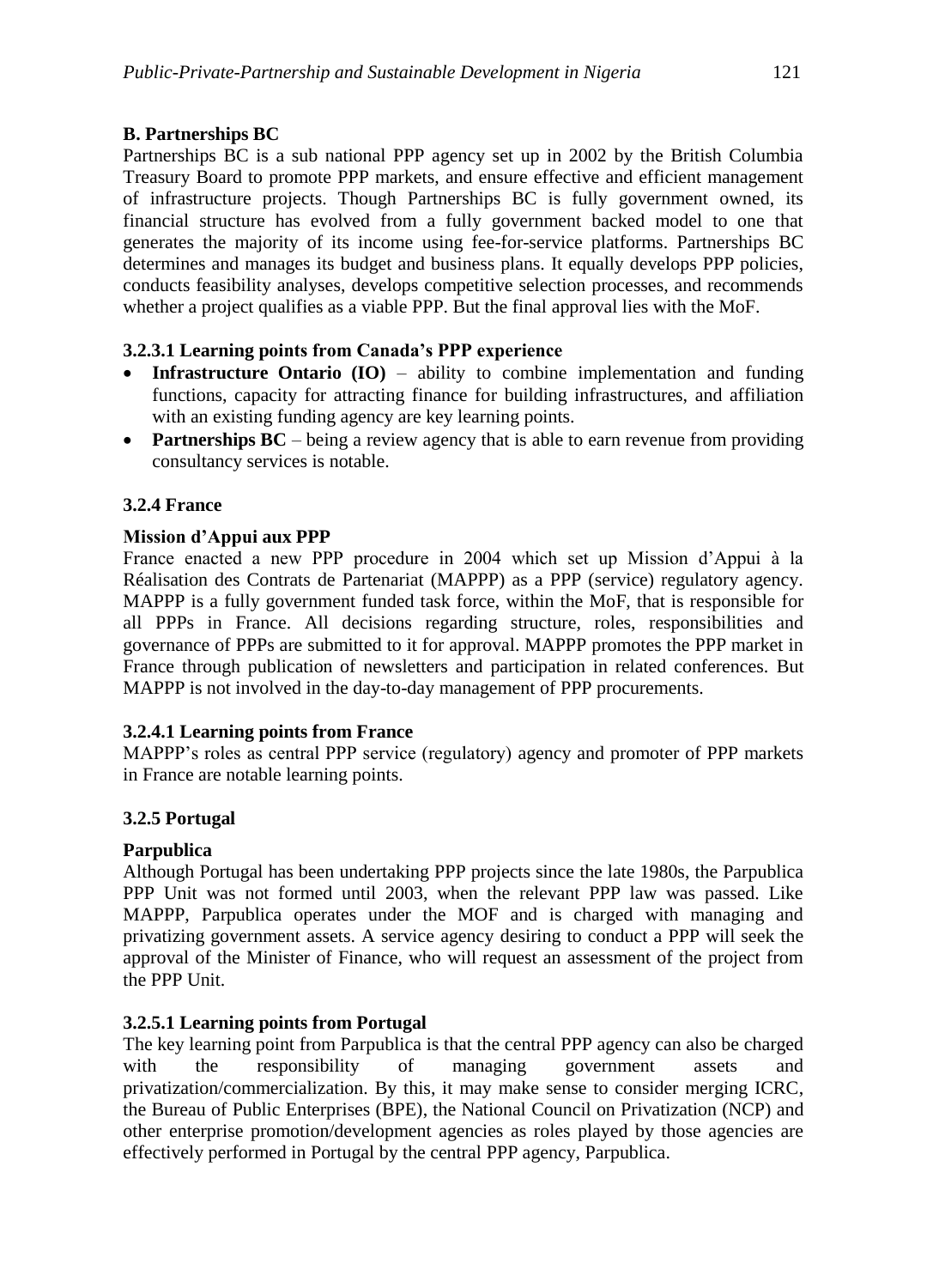**B. Partnerships BC**

Partnerships BC is a sub national PPP agency set up in 2002 by the British Columbia Treasury Board to promote PPP markets, and ensure effective and efficient management of infrastructure projects. Though Partnerships BC is fully government owned, its financial structure has evolved from a fully government backed model to one that generates the majority of its income using fee-for-service platforms. Partnerships BC determines and manages its budget and business plans. It equally develops PPP policies, conducts feasibility analyses, develops competitive selection processes, and recommends whether a project qualifies as a viable PPP. But the final approval lies with the MoF.

### 3.2.3.1 Learning points from Canada's PPP experience

- **Infrastructure Ontario (IO)** – ability to combine implementation and funding functions, capacity for attracting finance for building infrastructures, and affiliation with an existing funding agency are key learning points.
- **Partnerships BC** – being a review agency that is able to earn revenue from providing consultancy services is notable.

### 3.2.4 France

**Mission d'Appui aux PPP**

France enacted a new PPP procedure in 2004 which set up Mission d'Appui à la Réalisation des Contrats de Partenariat (MAPPP) as a PPP (service) regulatory agency. MAPPP is a fully government funded task force, within the MoF, that is responsible for all PPPs in France. All decisions regarding structure, roles, responsibilities and governance of PPPs are submitted to it for approval. MAPPP promotes the PPP market in France through publication of newsletters and participation in related conferences. But MAPPP is not involved in the day-to-day management of PPP procurements.

### 3.2.4.1 Learning points from France

MAPPP's roles as central PPP service (regulatory) agency and promoter of PPP markets in France are notable learning points.

### 3.2.5 Portugal

**Parpublica**

Although Portugal has been undertaking PPP projects since the late 1980s, the Parpublica PPP Unit was not formed until 2003, when the relevant PPP law was passed. Like MAPPP, Parpublica operates under the MOF and is charged with managing and privatizing government assets. A service agency desiring to conduct a PPP will seek the approval of the Minister of Finance, who will request an assessment of the project from the PPP Unit.

### 3.2.5.1 Learning points from Portugal

The key learning point from Parpublica is that the central PPP agency can also be charged with the responsibility of managing government assets and privatization/commercialization. By this, it may make sense to consider merging ICRC, the Bureau of Public Enterprises (BPE), the National Council on Privatization (NCP) and other enterprise promotion/development agencies as roles played by those agencies are effectively performed in Portugal by the central PPP agency, Parpublica.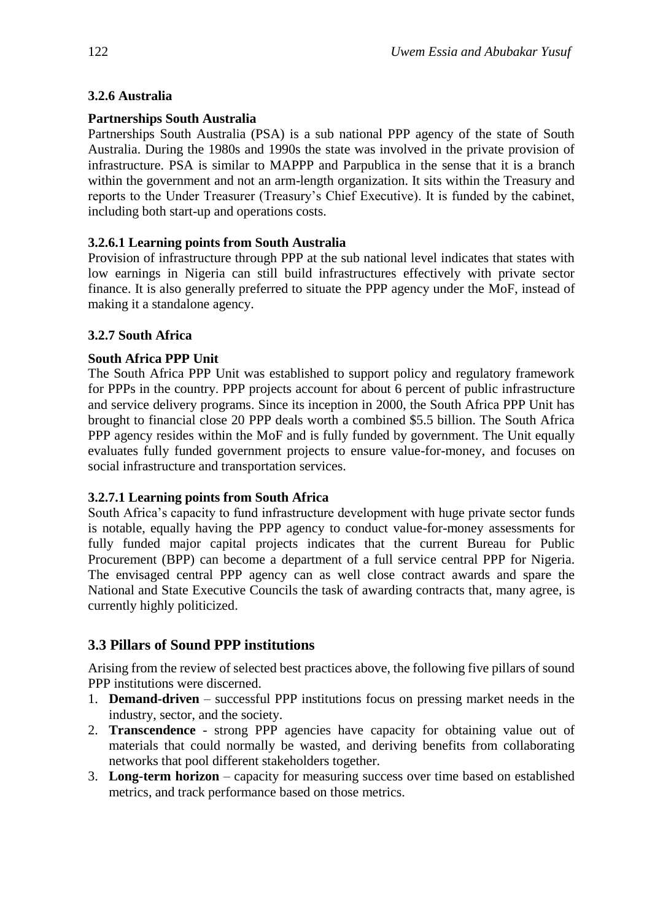### 3.2.6 Australia

**Partnerships South Australia**

Partnerships South Australia (PSA) is a sub national PPP agency of the state of South Australia. During the 1980s and 1990s the state was involved in the private provision of infrastructure. PSA is similar to MAPPP and Parpublica in the sense that it is a branch within the government and not an arm-length organization. It sits within the Treasury and reports to the Under Treasurer (Treasury's Chief Executive). It is funded by the cabinet, including both start-up and operations costs.

#### 3.2.6.1 Learning points from South Australia

Provision of infrastructure through PPP at the sub national level indicates that states with low earnings in Nigeria can still build infrastructures effectively with private sector finance. It is also generally preferred to situate the PPP agency under the MoF, instead of making it a standalone agency.

### 3.2.7 South Africa

**South Africa PPP Unit**

The South Africa PPP Unit was established to support policy and regulatory framework for PPPs in the country. PPP projects account for about 6 percent of public infrastructure and service delivery programs. Since its inception in 2000, the South Africa PPP Unit has brought to financial close 20 PPP deals worth a combined $5.5 billion. The South Africa PPP agency resides within the MoF and is fully funded by government. The Unit equally evaluates fully funded government projects to ensure value-for-money, and focuses on social infrastructure and transportation services.

#### 3.2.7.1 Learning points from South Africa

South Africa's capacity to fund infrastructure development with huge private sector funds is notable, equally having the PPP agency to conduct value-for-money assessments for fully funded major capital projects indicates that the current Bureau for Public Procurement (BPP) can become a department of a full service central PPP for Nigeria. The envisaged central PPP agency can as well close contract awards and spare the National and State Executive Councils the task of awarding contracts that, many agree, is currently highly politicized.

## 3.3 Pillars of Sound PPP institutions

Arising from the review of selected best practices above, the following five pillars of sound PPP institutions were discerned.

1. **Demand-driven** – successful PPP institutions focus on pressing market needs in the industry, sector, and the society.
2. **Transcendence** - strong PPP agencies have capacity for obtaining value out of materials that could normally be wasted, and deriving benefits from collaborating networks that pool different stakeholders together.
3. **Long-term horizon** – capacity for measuring success over time based on established metrics, and track performance based on those metrics.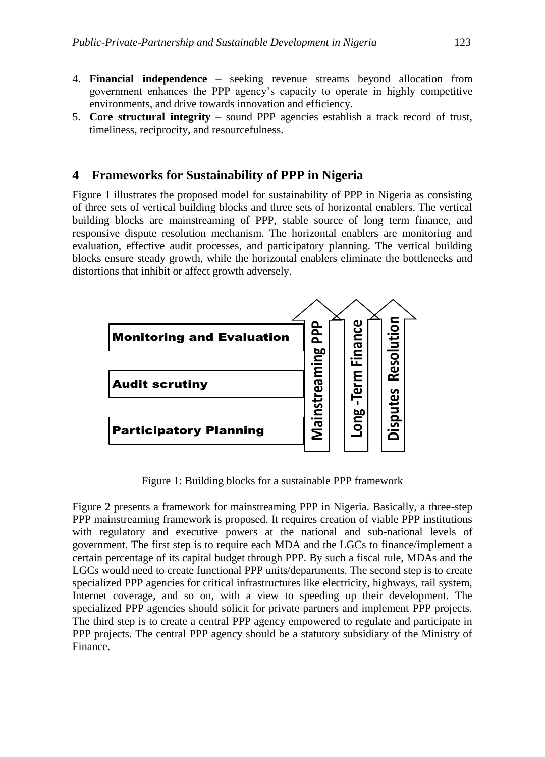4. **Financial independence** – seeking revenue streams beyond allocation from government enhances the PPP agency's capacity to operate in highly competitive environments, and drive towards innovation and efficiency.
5. **Core structural integrity** – sound PPP agencies establish a track record of trust, timeliness, reciprocity, and resourcefulness.

## 4 Frameworks for Sustainability of PPP in Nigeria

Figure 1 illustrates the proposed model for sustainability of PPP in Nigeria as consisting of three sets of vertical building blocks and three sets of horizontal enablers. The vertical building blocks are mainstreaming of PPP, stable source of long term finance, and responsive dispute resolution mechanism. The horizontal enablers are monitoring and evaluation, effective audit processes, and participatory planning. The vertical building blocks ensure steady growth, while the horizontal enablers eliminate the bottlenecks and distortions that inhibit or affect growth adversely.

Monitoring and Evaluation

Audit scrutiny

Participatory Planning

Mainstreaming PPP

Long -Term Finance

Disputes Resolution

Figure 1: Building blocks for a sustainable PPP framework

Figure 2 presents a framework for mainstreaming PPP in Nigeria. Basically, a three-step PPP mainstreaming framework is proposed. It requires creation of viable PPP institutions with regulatory and executive powers at the national and sub-national levels of government. The first step is to require each MDA and the LGCs to finance/implement a certain percentage of its capital budget through PPP. By such a fiscal rule, MDAs and the LGCs would need to create functional PPP units/departments. The second step is to create specialized PPP agencies for critical infrastructures like electricity, highways, rail system, Internet coverage, and so on, with a view to speeding up their development. The specialized PPP agencies should solicit for private partners and implement PPP projects. The third step is to create a central PPP agency empowered to regulate and participate in PPP projects. The central PPP agency should be a statutory subsidiary of the Ministry of Finance.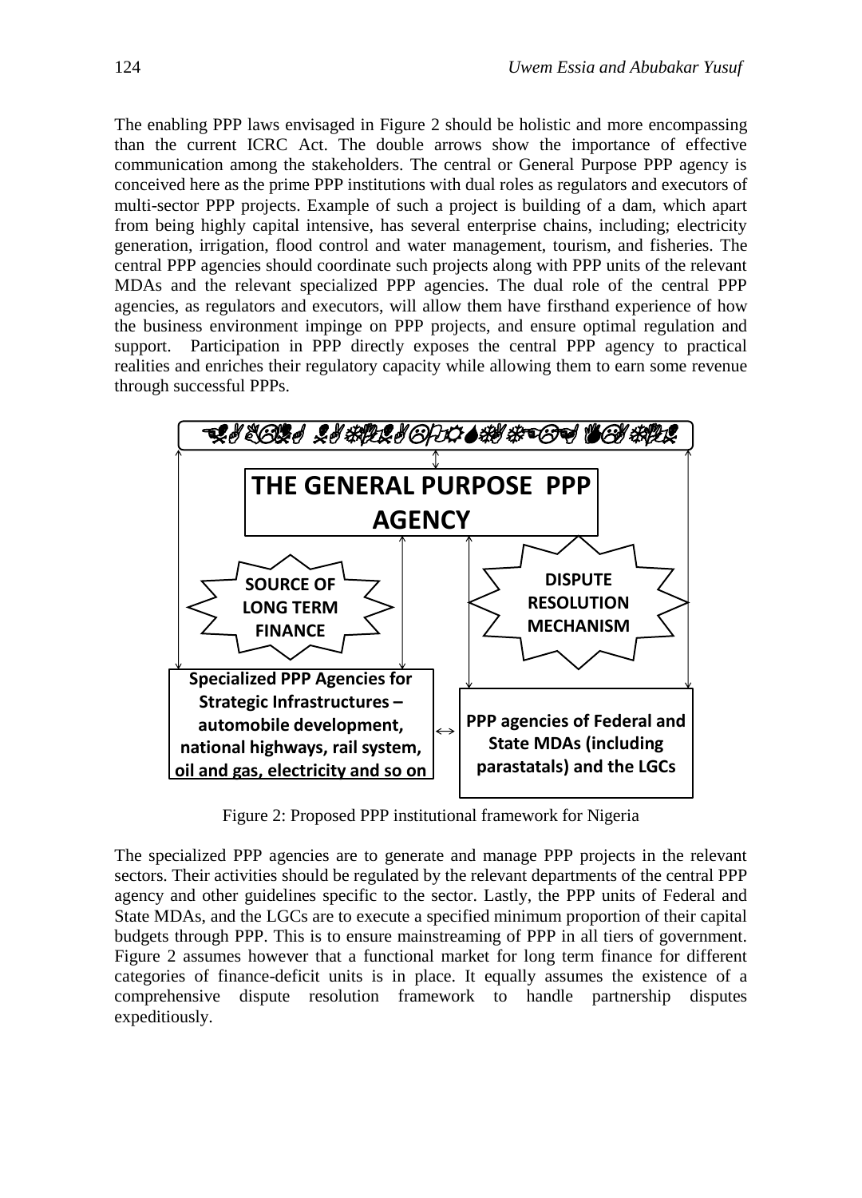The enabling PPP laws envisaged in Figure 2 should be holistic and more encompassing than the current ICRC Act. The double arrows show the importance of effective communication among the stakeholders. The central or General Purpose PPP agency is conceived here as the prime PPP institutions with dual roles as regulators and executors of multi-sector PPP projects. Example of such a project is building of a dam, which apart from being highly capital intensive, has several enterprise chains, including; electricity generation, irrigation, flood control and water management, tourism, and fisheries. The central PPP agencies should coordinate such projects along with PPP units of the relevant MDAs and the relevant specialized PPP agencies. The dual role of the central PPP agencies, as regulators and executors, will allow them have firsthand experience of how the business environment impinge on PPP projects, and ensure optimal regulation and support. Participation in PPP directly exposes the central PPP agency to practical realities and enriches their regulatory capacity while allowing them to earn some revenue through successful PPPs.

**THE GENERAL PURPOSE PPP AGENCY**

**SOURCE OF LONG TERM FINANCE**

**DISPUTE RESOLUTION MECHANISM**

**Specialized PPP Agencies for Strategic Infrastructures – automobile development, national highways, rail system, oil and gas, electricity and so on**

**PPP agencies of Federal and State MDAs (including parastatals) and the LGCs**

Figure 2: Proposed PPP institutional framework for Nigeria

The specialized PPP agencies are to generate and manage PPP projects in the relevant sectors. Their activities should be regulated by the relevant departments of the central PPP agency and other guidelines specific to the sector. Lastly, the PPP units of Federal and State MDAs, and the LGCs are to execute a specified minimum proportion of their capital budgets through PPP. This is to ensure mainstreaming of PPP in all tiers of government. Figure 2 assumes however that a functional market for long term finance for different categories of finance-deficit units is in place. It equally assumes the existence of a comprehensive dispute resolution framework to handle partnership disputes expeditiously.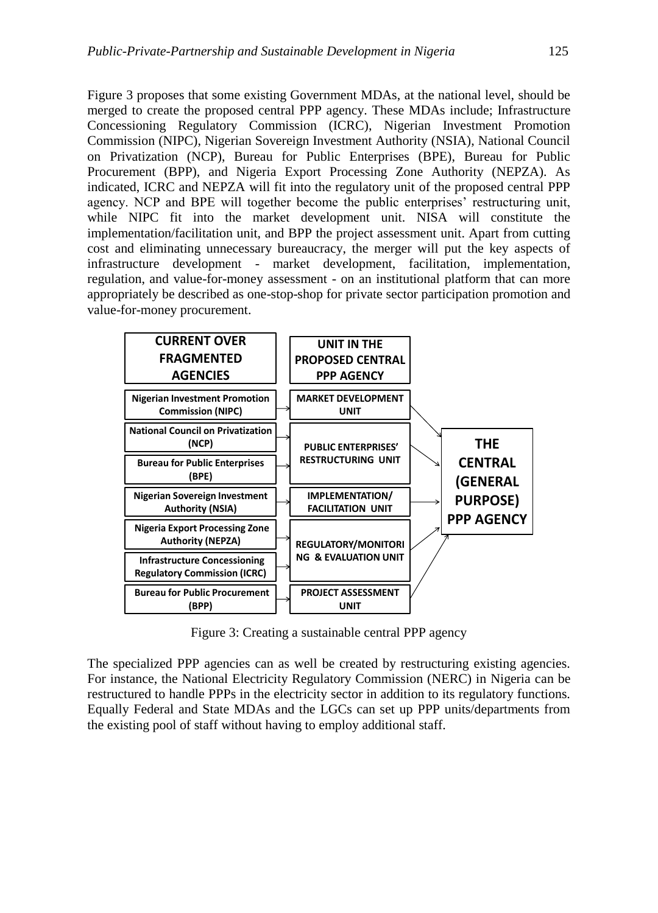Figure 3 proposes that some existing Government MDAs, at the national level, should be merged to create the proposed central PPP agency. These MDAs include; Infrastructure Concessioning Regulatory Commission (ICRC), Nigerian Investment Promotion Commission (NIPC), Nigerian Sovereign Investment Authority (NSIA), National Council on Privatization (NCP), Bureau for Public Enterprises (BPE), Bureau for Public Procurement (BPP), and Nigeria Export Processing Zone Authority (NEPZA). As indicated, ICRC and NEPZA will fit into the regulatory unit of the proposed central PPP agency. NCP and BPE will together become the public enterprises' restructuring unit, while NIPC fit into the market development unit. NISA will constitute the implementation/facilitation unit, and BPP the project assessment unit. Apart from cutting cost and eliminating unnecessary bureaucracy, the merger will put the key aspects of infrastructure development - market development, facilitation, implementation, regulation, and value-for-money assessment - on an institutional platform that can more appropriately be described as one-stop-shop for private sector participation promotion and value-for-money procurement.

| CURRENT OVER FRAGMENTED AGENCIES | UNIT IN THE PROPOSED CENTRAL PPP AGENCY | |
|---|---|---|
| Nigerian Investment Promotion Commission (NIPC) | MARKET DEVELOPMENT UNIT | THE CENTRAL (GENERAL PURPOSE) PPP AGENCY |
| National Council on Privatization (NCP) | PUBLIC ENTERPRISES' RESTRUCTURING UNIT | |
| Bureau for Public Enterprises (BPE) | | |
| Nigerian Sovereign Investment Authority (NSIA) | IMPLEMENTATION/ FACILITATION UNIT | |
| Nigeria Export Processing Zone Authority (NEPZA) | REGULATORY/MONITORING & EVALUATION UNIT | |
| Infrastructure Concessioning Regulatory Commission (ICRC) | | |
| Bureau for Public Procurement (BPP) | PROJECT ASSESSMENT UNIT | |

Figure 3: Creating a sustainable central PPP agency

The specialized PPP agencies can as well be created by restructuring existing agencies. For instance, the National Electricity Regulatory Commission (NERC) in Nigeria can be restructured to handle PPPs in the electricity sector in addition to its regulatory functions. Equally Federal and State MDAs and the LGCs can set up PPP units/departments from the existing pool of staff without having to employ additional staff.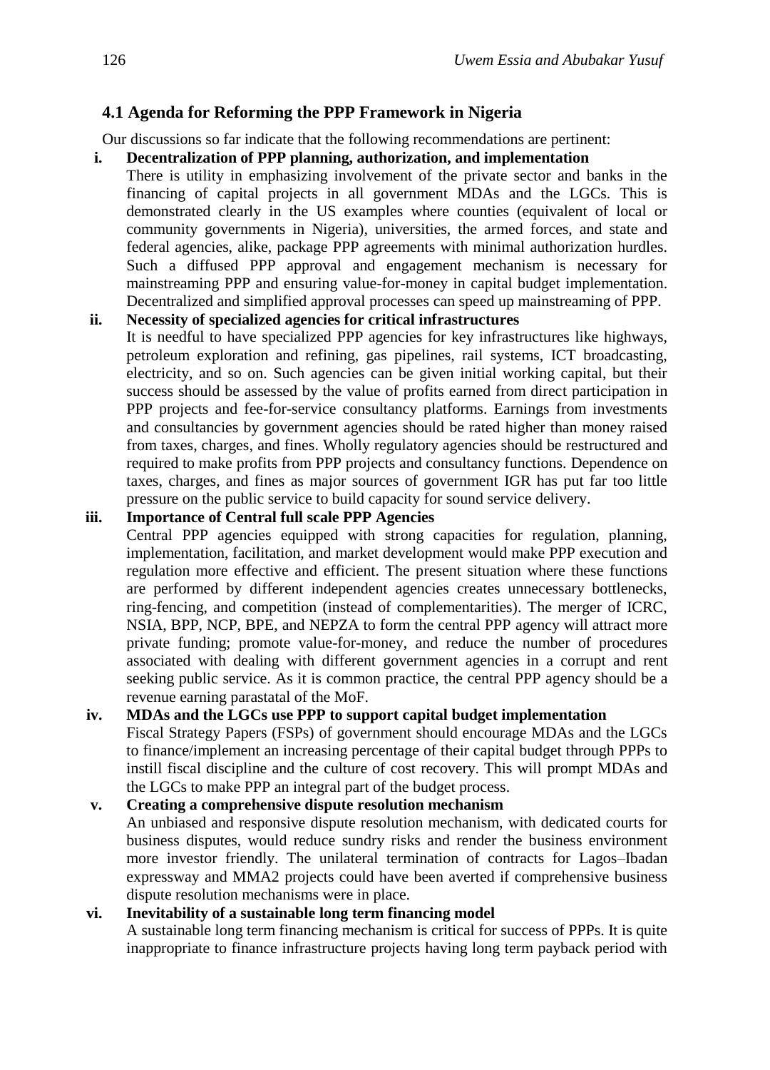### 4.1 Agenda for Reforming the PPP Framework in Nigeria

Our discussions so far indicate that the following recommendations are pertinent:

**i. Decentralization of PPP planning, authorization, and implementation**

There is utility in emphasizing involvement of the private sector and banks in the financing of capital projects in all government MDAs and the LGCs. This is demonstrated clearly in the US examples where counties (equivalent of local or community governments in Nigeria), universities, the armed forces, and state and federal agencies, alike, package PPP agreements with minimal authorization hurdles. Such a diffused PPP approval and engagement mechanism is necessary for mainstreaming PPP and ensuring value-for-money in capital budget implementation. Decentralized and simplified approval processes can speed up mainstreaming of PPP.

**ii. Necessity of specialized agencies for critical infrastructures**

It is needful to have specialized PPP agencies for key infrastructures like highways, petroleum exploration and refining, gas pipelines, rail systems, ICT broadcasting, electricity, and so on. Such agencies can be given initial working capital, but their success should be assessed by the value of profits earned from direct participation in PPP projects and fee-for-service consultancy platforms. Earnings from investments and consultancies by government agencies should be rated higher than money raised from taxes, charges, and fines. Wholly regulatory agencies should be restructured and required to make profits from PPP projects and consultancy functions. Dependence on taxes, charges, and fines as major sources of government IGR has put far too little pressure on the public service to build capacity for sound service delivery.

**iii. Importance of Central full scale PPP Agencies**

Central PPP agencies equipped with strong capacities for regulation, planning, implementation, facilitation, and market development would make PPP execution and regulation more effective and efficient. The present situation where these functions are performed by different independent agencies creates unnecessary bottlenecks, ring-fencing, and competition (instead of complementarities). The merger of ICRC, NSIA, BPP, NCP, BPE, and NEPZA to form the central PPP agency will attract more private funding; promote value-for-money, and reduce the number of procedures associated with dealing with different government agencies in a corrupt and rent seeking public service. As it is common practice, the central PPP agency should be a revenue earning parastatal of the MoF.

**iv. MDAs and the LGCs use PPP to support capital budget implementation**

Fiscal Strategy Papers (FSPs) of government should encourage MDAs and the LGCs to finance/implement an increasing percentage of their capital budget through PPPs to instill fiscal discipline and the culture of cost recovery. This will prompt MDAs and the LGCs to make PPP an integral part of the budget process.

**v. Creating a comprehensive dispute resolution mechanism**

An unbiased and responsive dispute resolution mechanism, with dedicated courts for business disputes, would reduce sundry risks and render the business environment more investor friendly. The unilateral termination of contracts for Lagos–Ibadan expressway and MMA2 projects could have been averted if comprehensive business dispute resolution mechanisms were in place.

**vi. Inevitability of a sustainable long term financing model**

A sustainable long term financing mechanism is critical for success of PPPs. It is quite inappropriate to finance infrastructure projects having long term payback period with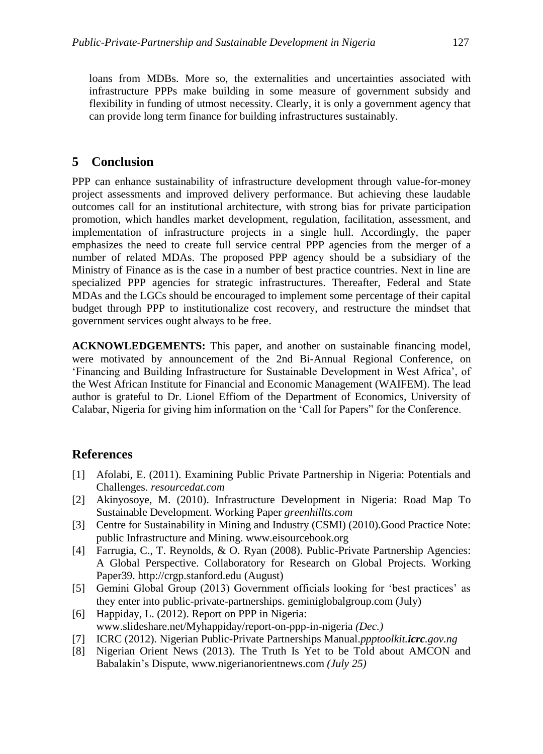loans from MDBs. More so, the externalities and uncertainties associated with infrastructure PPPs make building in some measure of government subsidy and flexibility in funding of utmost necessity. Clearly, it is only a government agency that can provide long term finance for building infrastructures sustainably.

## 5 Conclusion

PPP can enhance sustainability of infrastructure development through value-for-money project assessments and improved delivery performance. But achieving these laudable outcomes call for an institutional architecture, with strong bias for private participation promotion, which handles market development, regulation, facilitation, assessment, and implementation of infrastructure projects in a single hull. Accordingly, the paper emphasizes the need to create full service central PPP agencies from the merger of a number of related MDAs. The proposed PPP agency should be a subsidiary of the Ministry of Finance as is the case in a number of best practice countries. Next in line are specialized PPP agencies for strategic infrastructures. Thereafter, Federal and State MDAs and the LGCs should be encouraged to implement some percentage of their capital budget through PPP to institutionalize cost recovery, and restructure the mindset that government services ought always to be free.

**ACKNOWLEDGEMENTS:** This paper, and another on sustainable financing model, were motivated by announcement of the 2nd Bi-Annual Regional Conference, on 'Financing and Building Infrastructure for Sustainable Development in West Africa', of the West African Institute for Financial and Economic Management (WAIFEM). The lead author is grateful to Dr. Lionel Effiom of the Department of Economics, University of Calabar, Nigeria for giving him information on the 'Call for Papers" for the Conference.

## References

[1] Afolabi, E. (2011). Examining Public Private Partnership in Nigeria: Potentials and Challenges. *resourcedat.com*

[2] Akinyosoye, M. (2010). Infrastructure Development in Nigeria: Road Map To Sustainable Development. Working Paper *greenhillts.com*

[3] Centre for Sustainability in Mining and Industry (CSMI) (2010).Good Practice Note: public Infrastructure and Mining. www.eisourcebook.org

[4] Farrugia, C., T. Reynolds, & O. Ryan (2008). Public-Private Partnership Agencies: A Global Perspective. Collaboratory for Research on Global Projects. Working Paper39. http://crgp.stanford.edu (August)

[5] Gemini Global Group (2013) Government officials looking for 'best practices' as they enter into public-private-partnerships. geminiglobalgroup.com (July)

[6] Happiday, L. (2012). Report on PPP in Nigeria: www.slideshare.net/Myhappiday/report-on-ppp-in-nigeria *(Dec.)*

[7] ICRC (2012). Nigerian Public-Private Partnerships Manual.*ppptoolkit.**icrc**.gov.ng*

[8] Nigerian Orient News (2013). The Truth Is Yet to be Told about AMCON and Babalakin's Dispute, www.nigerianorientnews.com *(July 25)*